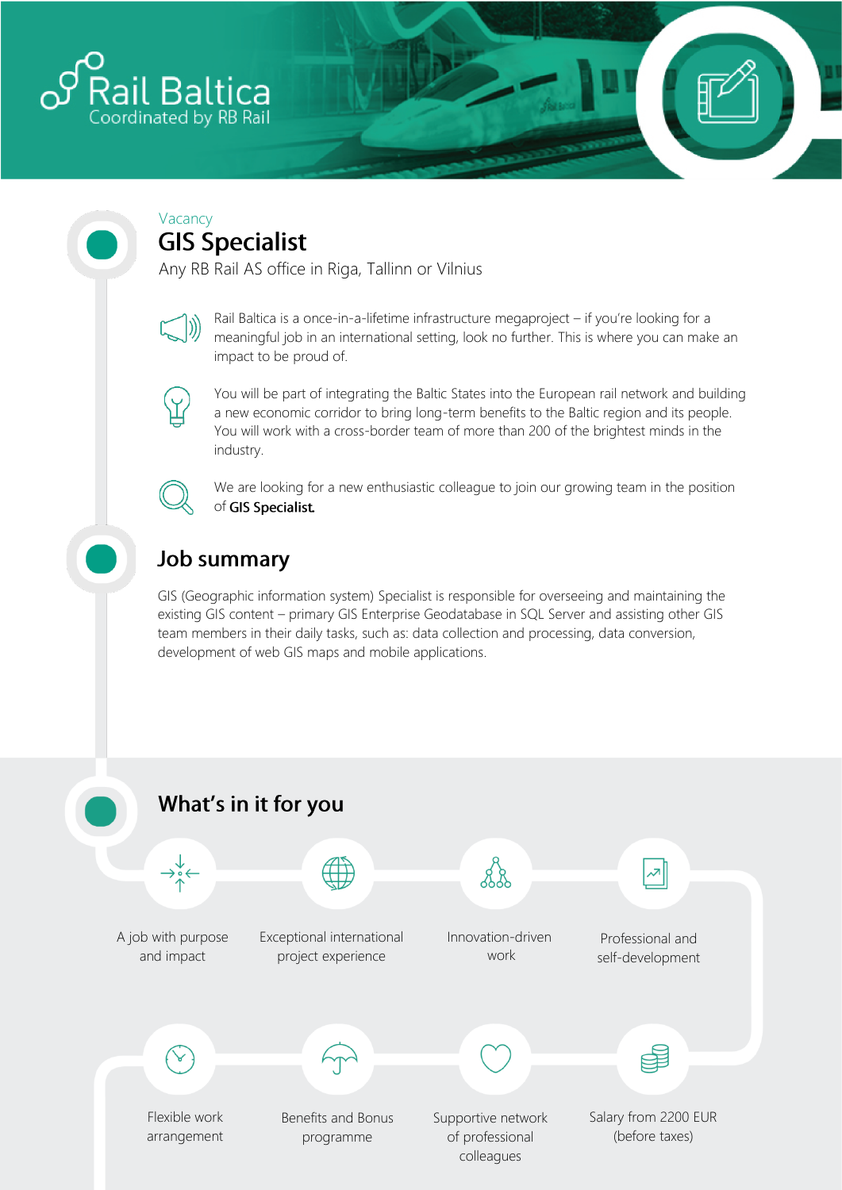Rail Baltica
Coordinated by RB Rail

Vacancy

# GIS Specialist

Any RB Rail AS office in Riga, Tallinn or Vilnius

Rail Baltica is a once-in-a-lifetime infrastructure megaproject – if you're looking for a meaningful job in an international setting, look no further. This is where you can make an impact to be proud of.

You will be part of integrating the Baltic States into the European rail network and building a new economic corridor to bring long-term benefits to the Baltic region and its people. You will work with a cross-border team of more than 200 of the brightest minds in the industry.

We are looking for a new enthusiastic colleague to join our growing team in the position of **GIS Specialist**.

## Job summary

GIS (Geographic information system) Specialist is responsible for overseeing and maintaining the existing GIS content – primary GIS Enterprise Geodatabase in SQL Server and assisting other GIS team members in their daily tasks, such as: data collection and processing, data conversion, development of web GIS maps and mobile applications.

## What's in it for you

- A job with purpose and impact
- Exceptional international project experience
- Innovation-driven work
- Professional and self-development
- Flexible work arrangement
- Benefits and Bonus programme
- Supportive network of professional colleagues
- Salary from 2200 EUR (before taxes)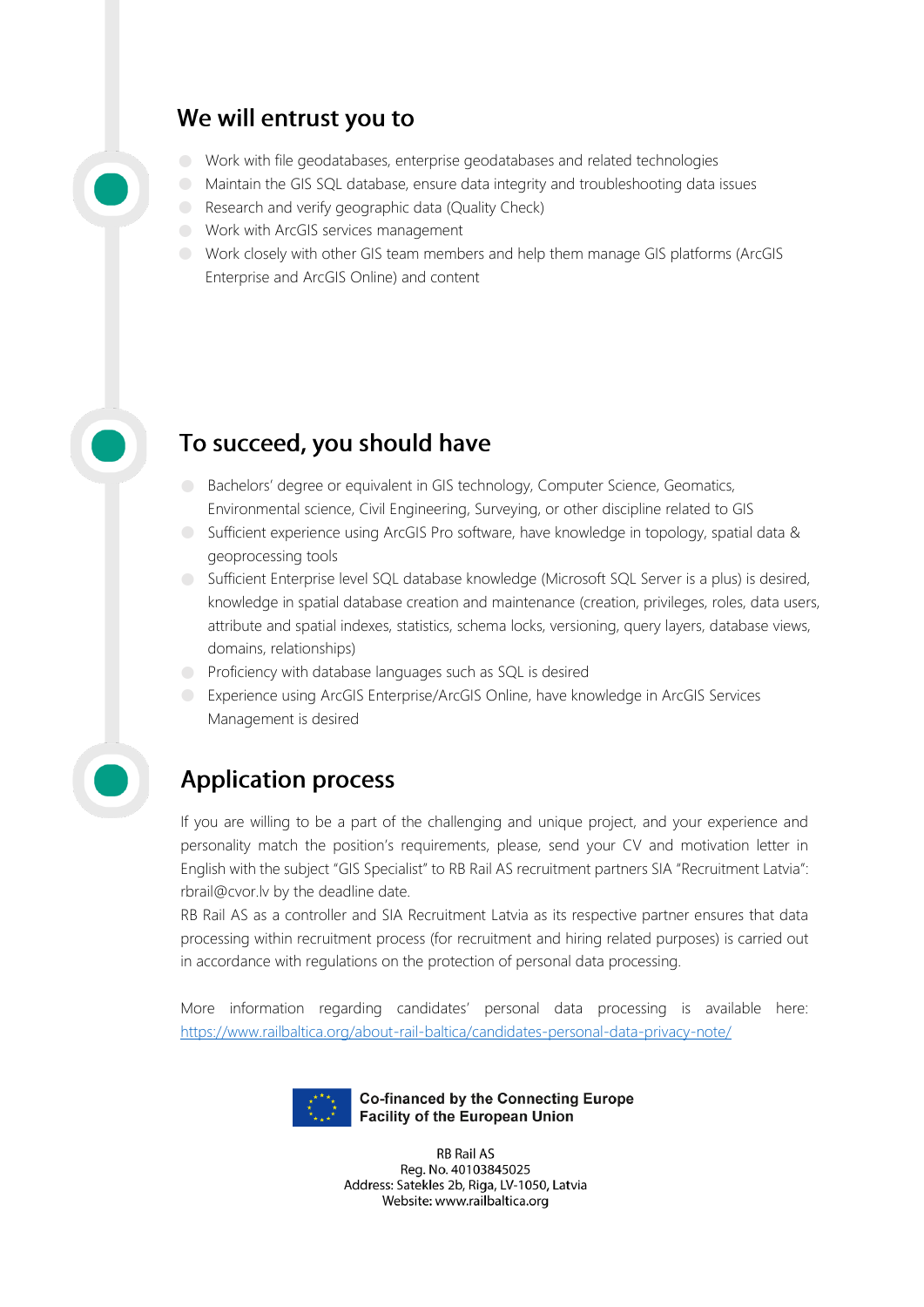## We will entrust you to

- Work with file geodatabases, enterprise geodatabases and related technologies
- Maintain the GIS SQL database, ensure data integrity and troubleshooting data issues
- Research and verify geographic data (Quality Check)
- Work with ArcGIS services management
- Work closely with other GIS team members and help them manage GIS platforms (ArcGIS Enterprise and ArcGIS Online) and content

## To succeed, you should have

- Bachelors' degree or equivalent in GIS technology, Computer Science, Geomatics, Environmental science, Civil Engineering, Surveying, or other discipline related to GIS
- Sufficient experience using ArcGIS Pro software, have knowledge in topology, spatial data & geoprocessing tools
- Sufficient Enterprise level SQL database knowledge (Microsoft SQL Server is a plus) is desired, knowledge in spatial database creation and maintenance (creation, privileges, roles, data users, attribute and spatial indexes, statistics, schema locks, versioning, query layers, database views, domains, relationships)
- Proficiency with database languages such as SQL is desired
- Experience using ArcGIS Enterprise/ArcGIS Online, have knowledge in ArcGIS Services Management is desired

## Application process

If you are willing to be a part of the challenging and unique project, and your experience and personality match the position's requirements, please, send your CV and motivation letter in English with the subject "GIS Specialist" to RB Rail AS recruitment partners SIA "Recruitment Latvia": rbrail@cvor.lv by the deadline date.
RB Rail AS as a controller and SIA Recruitment Latvia as its respective partner ensures that data processing within recruitment process (for recruitment and hiring related purposes) is carried out in accordance with regulations on the protection of personal data processing.

More information regarding candidates' personal data processing is available here: https://www.railbaltica.org/about-rail-baltica/candidates-personal-data-privacy-note/

**Co-financed by the Connecting Europe Facility of the European Union**

RB Rail AS
Reg. No. 40103845025
Address: Satekles 2b, Riga, LV-1050, Latvia
Website: www.railbaltica.org